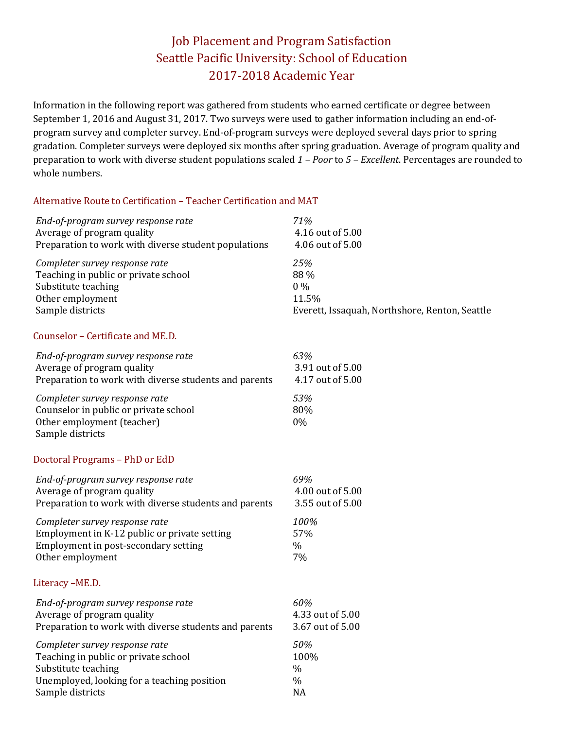# Job Placement and Program Satisfaction
# Seattle Pacific University: School of Education
# 2017-2018 Academic Year

Information in the following report was gathered from students who earned certificate or degree between September 1, 2016 and August 31, 2017. Two surveys were used to gather information including an end-of-program survey and completer survey. End-of-program surveys were deployed several days prior to spring gradation. Completer surveys were deployed six months after spring graduation. Average of program quality and preparation to work with diverse student populations scaled *1 – Poor* to *5 – Excellent*. Percentages are rounded to whole numbers.

## Alternative Route to Certification – Teacher Certification and MAT

| | |
|---|---|
| *End-of-program survey response rate* | *71%* |
| Average of program quality | 4.16 out of 5.00 |
| Preparation to work with diverse student populations | 4.06 out of 5.00 |
| *Completer survey response rate* | *25%* |
| Teaching in public or private school | 88 % |
| Substitute teaching | 0 % |
| Other employment | 11.5% |
| Sample districts | Everett, Issaquah, Northshore, Renton, Seattle |

## Counselor – Certificate and ME.D.

| | |
|---|---|
| *End-of-program survey response rate* | *63%* |
| Average of program quality | 3.91 out of 5.00 |
| Preparation to work with diverse students and parents | 4.17 out of 5.00 |
| *Completer survey response rate* | *53%* |
| Counselor in public or private school | 80% |
| Other employment (teacher) | 0% |
| Sample districts | |

## Doctoral Programs – PhD or EdD

| | |
|---|---|
| *End-of-program survey response rate* | *69%* |
| Average of program quality | 4.00 out of 5.00 |
| Preparation to work with diverse students and parents | 3.55 out of 5.00 |
| *Completer survey response rate* | *100%* |
| Employment in K-12 public or private setting | 57% |
| Employment in post-secondary setting | % |
| Other employment | 7% |

## Literacy –ME.D.

| | |
|---|---|
| *End-of-program survey response rate* | *60%* |
| Average of program quality | 4.33 out of 5.00 |
| Preparation to work with diverse students and parents | 3.67 out of 5.00 |
| *Completer survey response rate* | *50%* |
| Teaching in public or private school | 100% |
| Substitute teaching | % |
| Unemployed, looking for a teaching position | % |
| Sample districts | NA |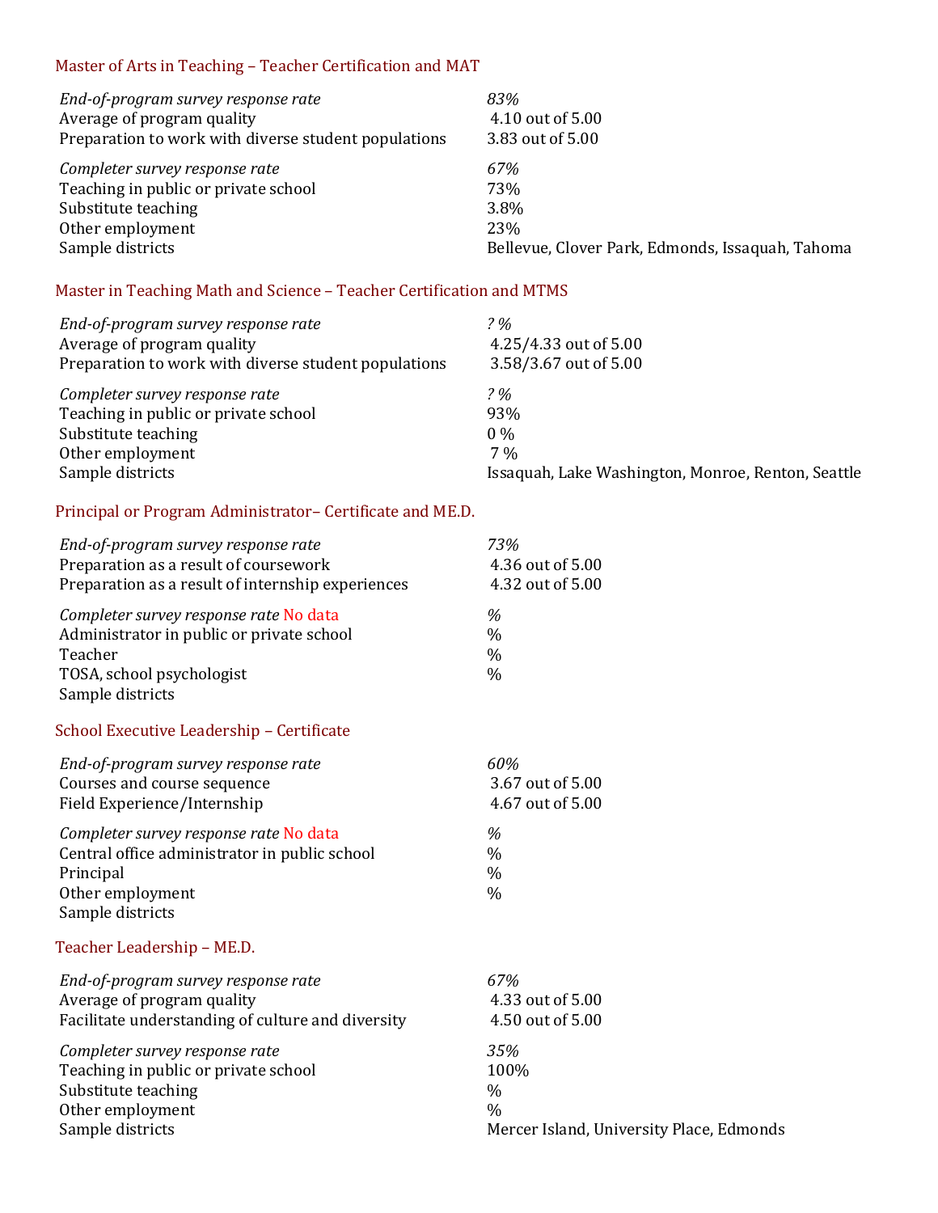### Master of Arts in Teaching – Teacher Certification and MAT

| | |
|---|---|
| *End-of-program survey response rate* | *83%* |
| Average of program quality | 4.10 out of 5.00 |
| Preparation to work with diverse student populations | 3.83 out of 5.00 |
| *Completer survey response rate* | *67%* |
| Teaching in public or private school | 73% |
| Substitute teaching | 3.8% |
| Other employment | 23% |
| Sample districts | Bellevue, Clover Park, Edmonds, Issaquah, Tahoma |

### Master in Teaching Math and Science – Teacher Certification and MTMS

| | |
|---|---|
| *End-of-program survey response rate* | *? %* |
| Average of program quality | 4.25/4.33 out of 5.00 |
| Preparation to work with diverse student populations | 3.58/3.67 out of 5.00 |
| *Completer survey response rate* | *? %* |
| Teaching in public or private school | 93% |
| Substitute teaching | 0 % |
| Other employment | 7 % |
| Sample districts | Issaquah, Lake Washington, Monroe, Renton, Seattle |

### Principal or Program Administrator– Certificate and ME.D.

| | |
|---|---|
| *End-of-program survey response rate* | *73%* |
| Preparation as a result of coursework | 4.36 out of 5.00 |
| Preparation as a result of internship experiences | 4.32 out of 5.00 |
| *Completer survey response rate* No data | *%* |
| Administrator in public or private school | % |
| Teacher | % |
| TOSA, school psychologist | % |
| Sample districts | |

### School Executive Leadership – Certificate

| | |
|---|---|
| *End-of-program survey response rate* | *60%* |
| Courses and course sequence | 3.67 out of 5.00 |
| Field Experience/Internship | 4.67 out of 5.00 |
| *Completer survey response rate* No data | *%* |
| Central office administrator in public school | % |
| Principal | % |
| Other employment | % |
| Sample districts | |

### Teacher Leadership – ME.D.

| | |
|---|---|
| *End-of-program survey response rate* | *67%* |
| Average of program quality | 4.33 out of 5.00 |
| Facilitate understanding of culture and diversity | 4.50 out of 5.00 |
| *Completer survey response rate* | *35%* |
| Teaching in public or private school | 100% |
| Substitute teaching | % |
| Other employment | % |
| Sample districts | Mercer Island, University Place, Edmonds |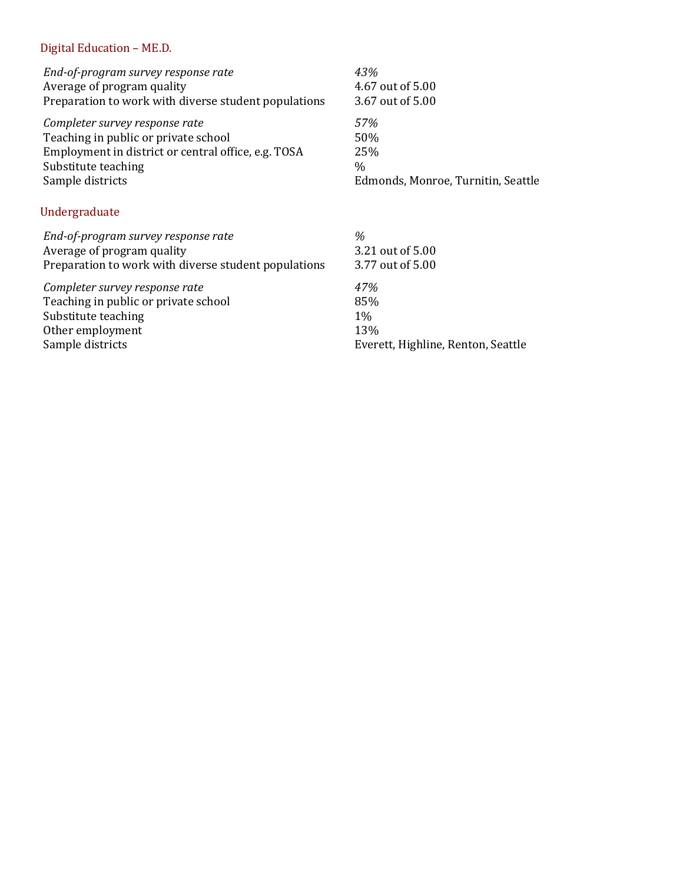## Digital Education – ME.D.

| | |
|---|---|
| *End-of-program survey response rate* | *43%* |
| Average of program quality | 4.67 out of 5.00 |
| Preparation to work with diverse student populations | 3.67 out of 5.00 |
| *Completer survey response rate* | *57%* |
| Teaching in public or private school | 50% |
| Employment in district or central office, e.g. TOSA | 25% |
| Substitute teaching | % |
| Sample districts | Edmonds, Monroe, Turnitin, Seattle |

## Undergraduate

| | |
|---|---|
| *End-of-program survey response rate* | *%* |
| Average of program quality | 3.21 out of 5.00 |
| Preparation to work with diverse student populations | 3.77 out of 5.00 |
| *Completer survey response rate* | *47%* |
| Teaching in public or private school | 85% |
| Substitute teaching | 1% |
| Other employment | 13% |
| Sample districts | Everett, Highline, Renton, Seattle |